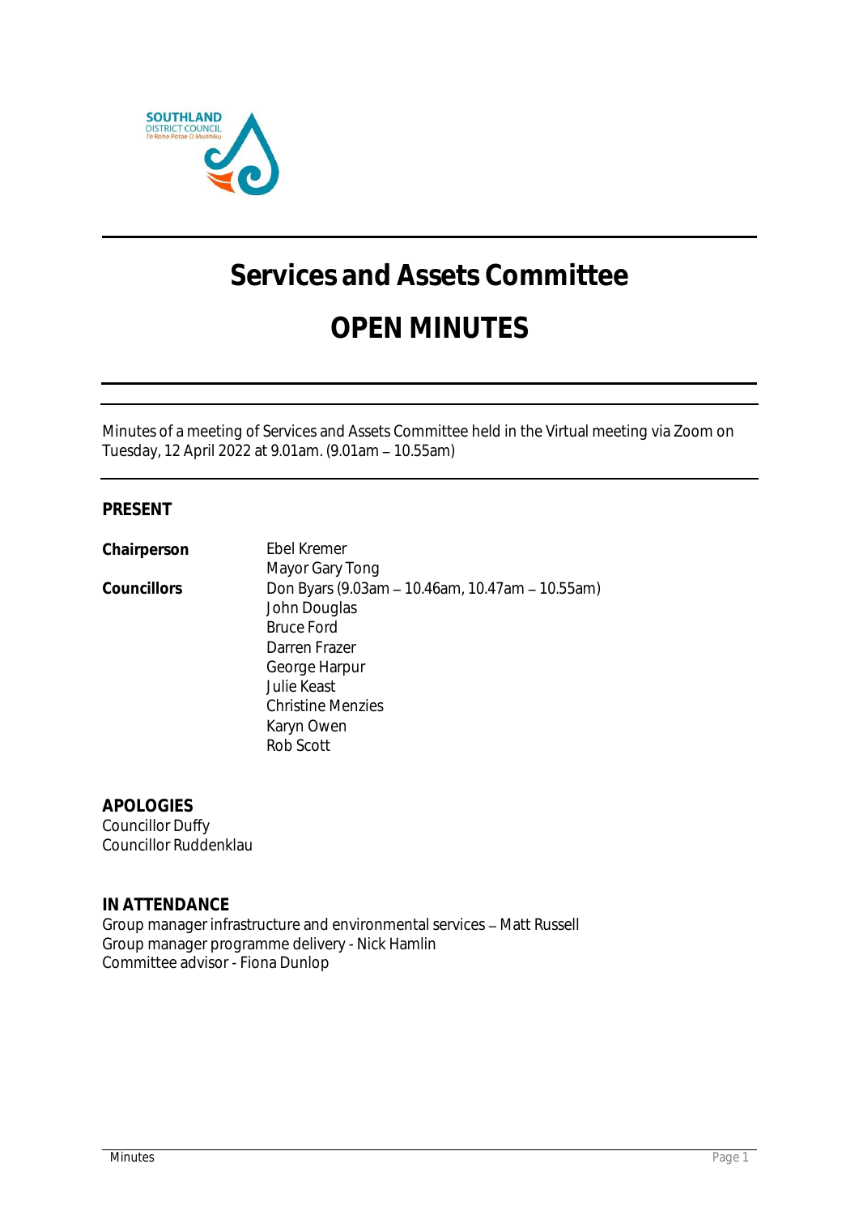# Services and Assets Committee

# OPEN MINUTES

Minutes of a meeting of Services and Assets Committee held in the Virtual meeting via Zoom on Tuesday, 12 April 2022 at 9.01am. (9.01am – 10.55am)

## PRESENT

| | |
|---|---|
| **Chairperson** | Ebel Kremer |
| | Mayor Gary Tong |
| **Councillors** | Don Byars (9.03am – 10.46am, 10.47am – 10.55am) |
| | John Douglas |
| | Bruce Ford |
| | Darren Frazer |
| | George Harpur |
| | Julie Keast |
| | Christine Menzies |
| | Karyn Owen |
| | Rob Scott |

## APOLOGIES

Councillor Duffy
Councillor Ruddenklau

## IN ATTENDANCE

Group manager infrastructure and environmental services – Matt Russell
Group manager programme delivery - Nick Hamlin
Committee advisor - Fiona Dunlop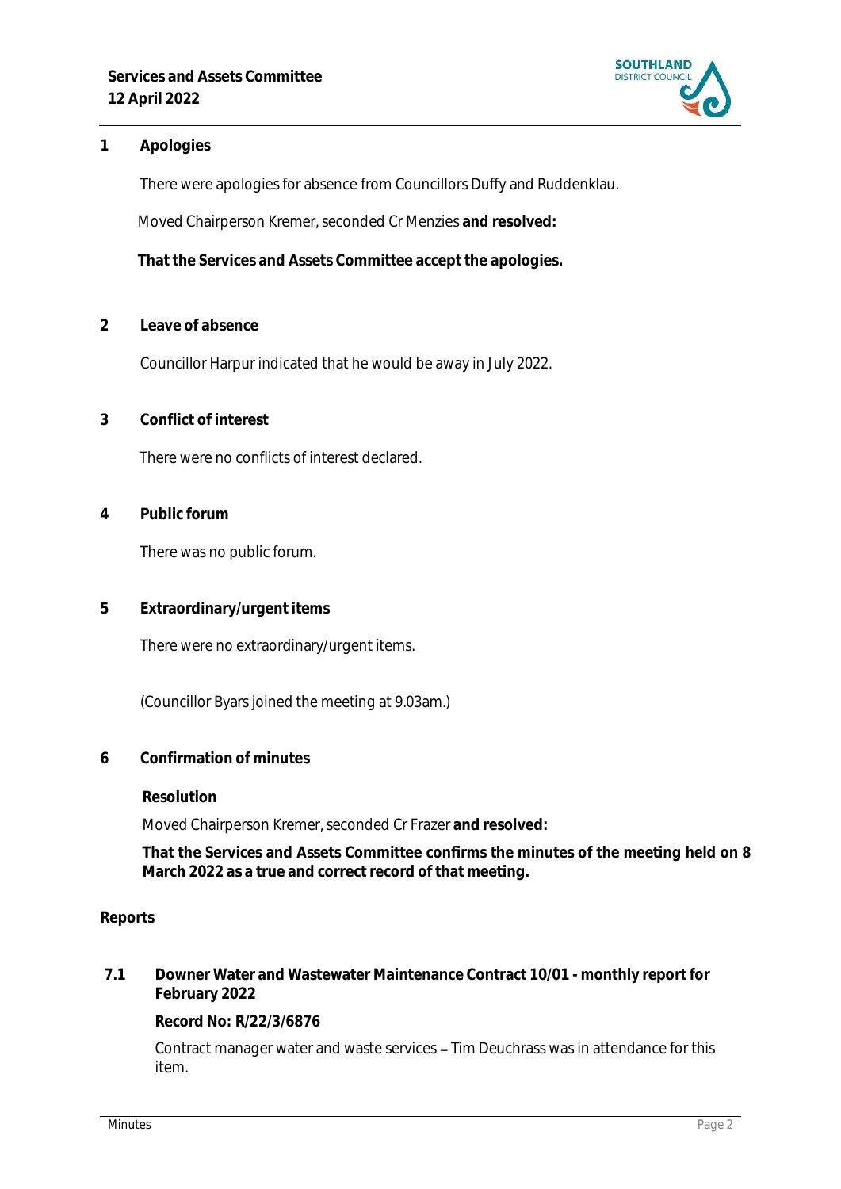## 1 Apologies

There were apologies for absence from Councillors Duffy and Ruddenklau.

Moved Chairperson Kremer, seconded Cr Menzies **and resolved:**

**That the Services and Assets Committee accept the apologies.**

## 2 Leave of absence

Councillor Harpur indicated that he would be away in July 2022.

## 3 Conflict of interest

There were no conflicts of interest declared.

## 4 Public forum

There was no public forum.

## 5 Extraordinary/urgent items

There were no extraordinary/urgent items.

(Councillor Byars joined the meeting at 9.03am.)

## 6 Confirmation of minutes

**Resolution**

Moved Chairperson Kremer, seconded Cr Frazer **and resolved:**

**That the Services and Assets Committee confirms the minutes of the meeting held on 8 March 2022 as a true and correct record of that meeting.**

## Reports

### 7.1 Downer Water and Wastewater Maintenance Contract 10/01 - monthly report for February 2022

**Record No: R/22/3/6876**

Contract manager water and waste services – Tim Deuchrass was in attendance for this item.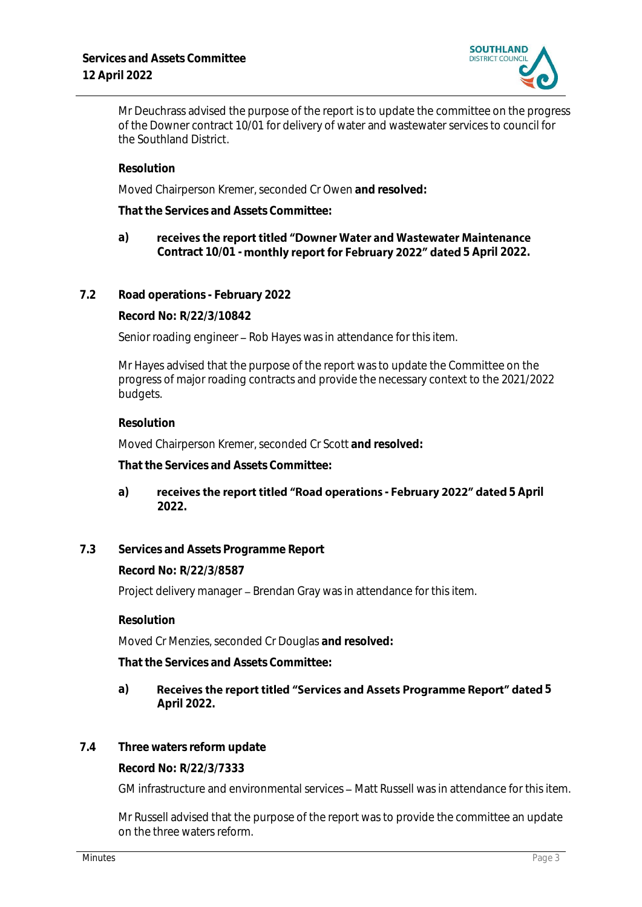Mr Deuchrass advised the purpose of the report is to update the committee on the progress of the Downer contract 10/01 for delivery of water and wastewater services to council for the Southland District.

**Resolution**

Moved Chairperson Kremer, seconded Cr Owen **and resolved:**

**That the Services and Assets Committee:**

a) **receives the report titled "Downer Water and Wastewater Maintenance Contract 10/01 - monthly report for February 2022" dated 5 April 2022.**

### 7.2 Road operations - February 2022

**Record No: R/22/3/10842**

Senior roading engineer – Rob Hayes was in attendance for this item.

Mr Hayes advised that the purpose of the report was to update the Committee on the progress of major roading contracts and provide the necessary context to the 2021/2022 budgets.

**Resolution**

Moved Chairperson Kremer, seconded Cr Scott **and resolved:**

**That the Services and Assets Committee:**

a) **receives the report titled "Road operations - February 2022" dated 5 April 2022.**

### 7.3 Services and Assets Programme Report

**Record No: R/22/3/8587**

Project delivery manager – Brendan Gray was in attendance for this item.

**Resolution**

Moved Cr Menzies, seconded Cr Douglas **and resolved:**

**That the Services and Assets Committee:**

a) **Receives the report titled "Services and Assets Programme Report" dated 5 April 2022.**

### 7.4 Three waters reform update

**Record No: R/22/3/7333**

GM infrastructure and environmental services – Matt Russell was in attendance for this item.

Mr Russell advised that the purpose of the report was to provide the committee an update on the three waters reform.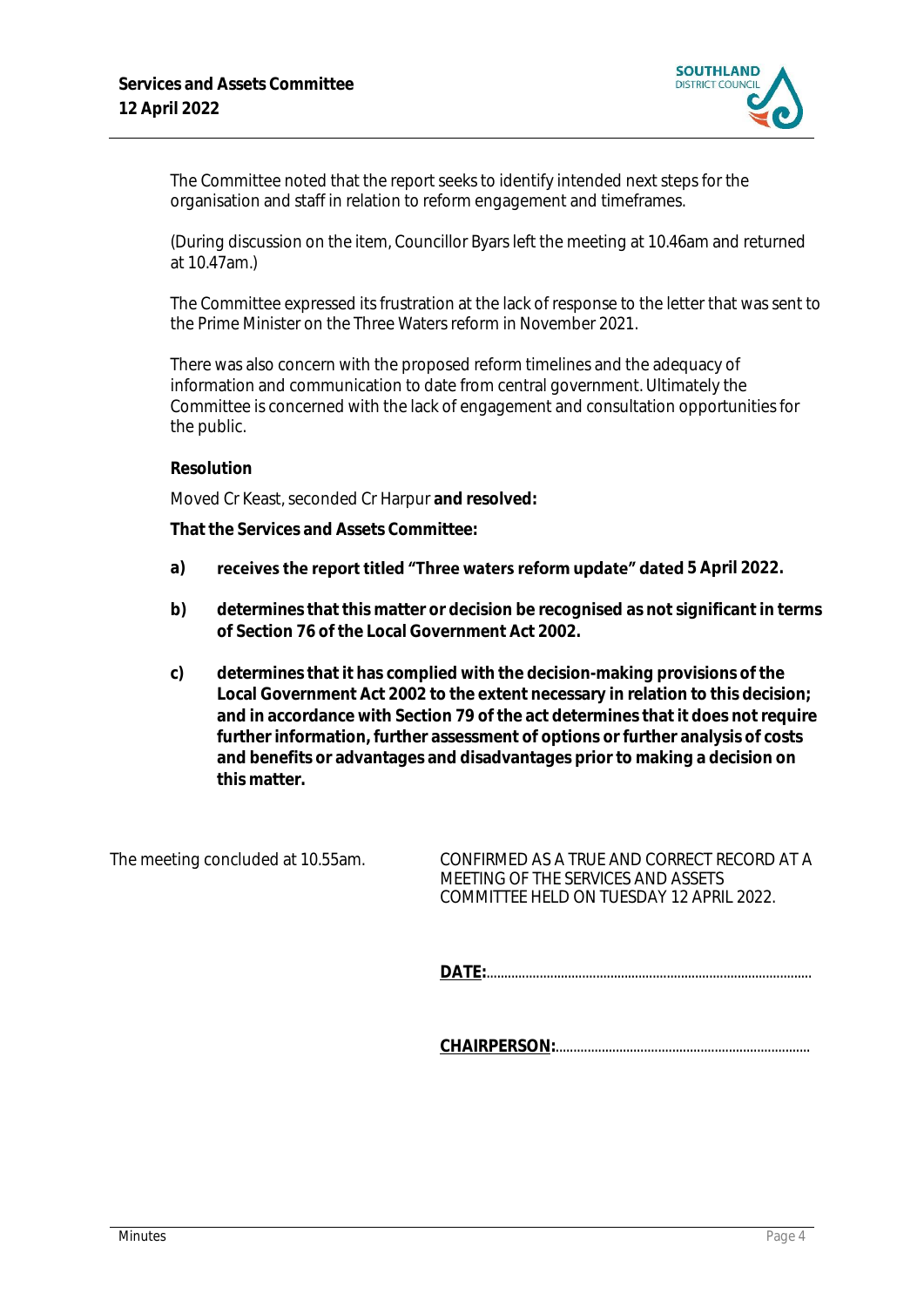The Committee noted that the report seeks to identify intended next steps for the organisation and staff in relation to reform engagement and timeframes.

(During discussion on the item, Councillor Byars left the meeting at 10.46am and returned at 10.47am.)

The Committee expressed its frustration at the lack of response to the letter that was sent to the Prime Minister on the Three Waters reform in November 2021.

There was also concern with the proposed reform timelines and the adequacy of information and communication to date from central government. Ultimately the Committee is concerned with the lack of engagement and consultation opportunities for the public.

**Resolution**

Moved Cr Keast, seconded Cr Harpur **and resolved:**

**That the Services and Assets Committee:**

**a)** **receives the report titled "Three waters reform update" dated 5 April 2022.**

**b)** **determines that this matter or decision be recognised as not significant in terms of Section 76 of the Local Government Act 2002.**

**c)** **determines that it has complied with the decision-making provisions of the Local Government Act 2002 to the extent necessary in relation to this decision; and in accordance with Section 79 of the act determines that it does not require further information, further assessment of options or further analysis of costs and benefits or advantages and disadvantages prior to making a decision on this matter.**

The meeting concluded at 10.55am.

CONFIRMED AS A TRUE AND CORRECT RECORD AT A MEETING OF THE SERVICES AND ASSETS COMMITTEE HELD ON TUESDAY 12 APRIL 2022.

**DATE:**...........................................................................................

**CHAIRPERSON:**......................................................................